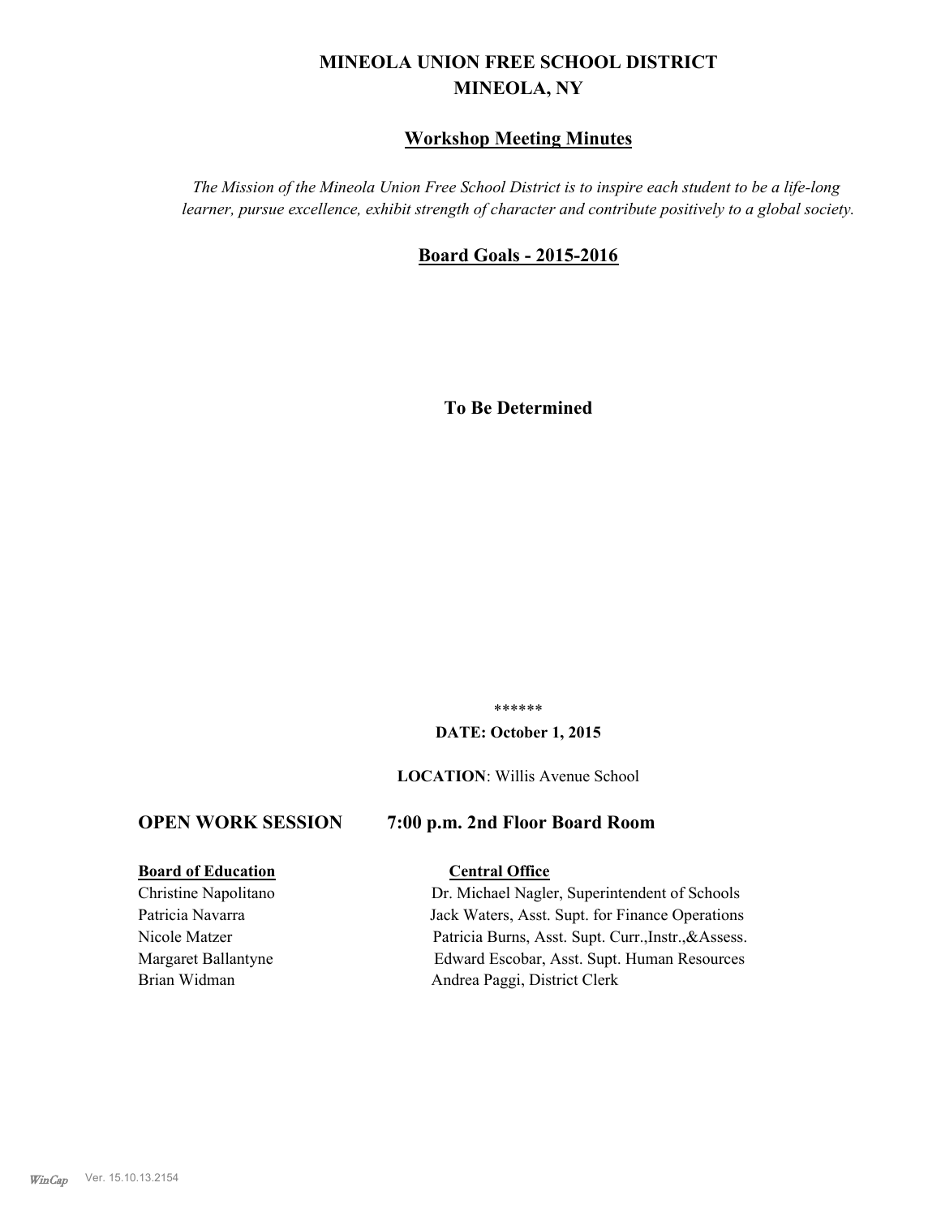# MINEOLA UNION FREE SCHOOL DISTRICT
# MINEOLA, NY

## Workshop Meeting Minutes

*The Mission of the Mineola Union Free School District is to inspire each student to be a life-long learner, pursue excellence, exhibit strength of character and contribute positively to a global society.*

## Board Goals - 2015-2016

**To Be Determined**

******

**DATE: October 1, 2015**

**LOCATION**: Willis Avenue School

## OPEN WORK SESSION 7:00 p.m. 2nd Floor Board Room

| **Board of Education** | **Central Office** |
|---|---|
| Christine Napolitano | Dr. Michael Nagler, Superintendent of Schools |
| Patricia Navarra | Jack Waters, Asst. Supt. for Finance Operations |
| Nicole Matzer | Patricia Burns, Asst. Supt. Curr.,Instr.,&Assess. |
| Margaret Ballantyne | Edward Escobar, Asst. Supt. Human Resources |
| Brian Widman | Andrea Paggi, District Clerk |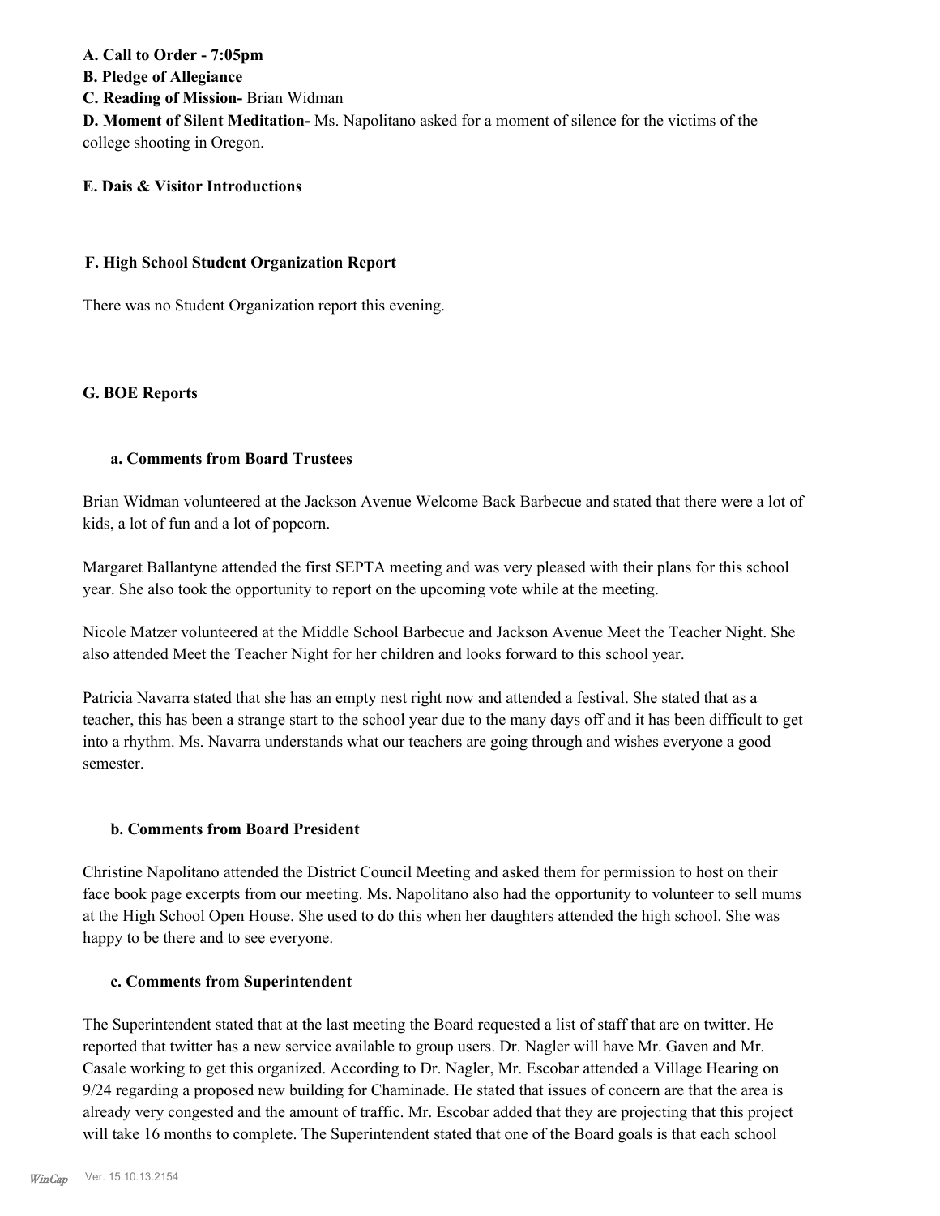**A. Call to Order - 7:05pm**

**B. Pledge of Allegiance**

**C. Reading of Mission-** Brian Widman

**D. Moment of Silent Meditation-** Ms. Napolitano asked for a moment of silence for the victims of the college shooting in Oregon.

**E. Dais & Visitor Introductions**

**F. High School Student Organization Report**

There was no Student Organization report this evening.

**G. BOE Reports**

**a. Comments from Board Trustees**

Brian Widman volunteered at the Jackson Avenue Welcome Back Barbecue and stated that there were a lot of kids, a lot of fun and a lot of popcorn.

Margaret Ballantyne attended the first SEPTA meeting and was very pleased with their plans for this school year. She also took the opportunity to report on the upcoming vote while at the meeting.

Nicole Matzer volunteered at the Middle School Barbecue and Jackson Avenue Meet the Teacher Night. She also attended Meet the Teacher Night for her children and looks forward to this school year.

Patricia Navarra stated that she has an empty nest right now and attended a festival. She stated that as a teacher, this has been a strange start to the school year due to the many days off and it has been difficult to get into a rhythm. Ms. Navarra understands what our teachers are going through and wishes everyone a good semester.

**b. Comments from Board President**

Christine Napolitano attended the District Council Meeting and asked them for permission to host on their face book page excerpts from our meeting. Ms. Napolitano also had the opportunity to volunteer to sell mums at the High School Open House. She used to do this when her daughters attended the high school. She was happy to be there and to see everyone.

**c. Comments from Superintendent**

The Superintendent stated that at the last meeting the Board requested a list of staff that are on twitter. He reported that twitter has a new service available to group users. Dr. Nagler will have Mr. Gaven and Mr. Casale working to get this organized. According to Dr. Nagler, Mr. Escobar attended a Village Hearing on 9/24 regarding a proposed new building for Chaminade. He stated that issues of concern are that the area is already very congested and the amount of traffic. Mr. Escobar added that they are projecting that this project will take 16 months to complete. The Superintendent stated that one of the Board goals is that each school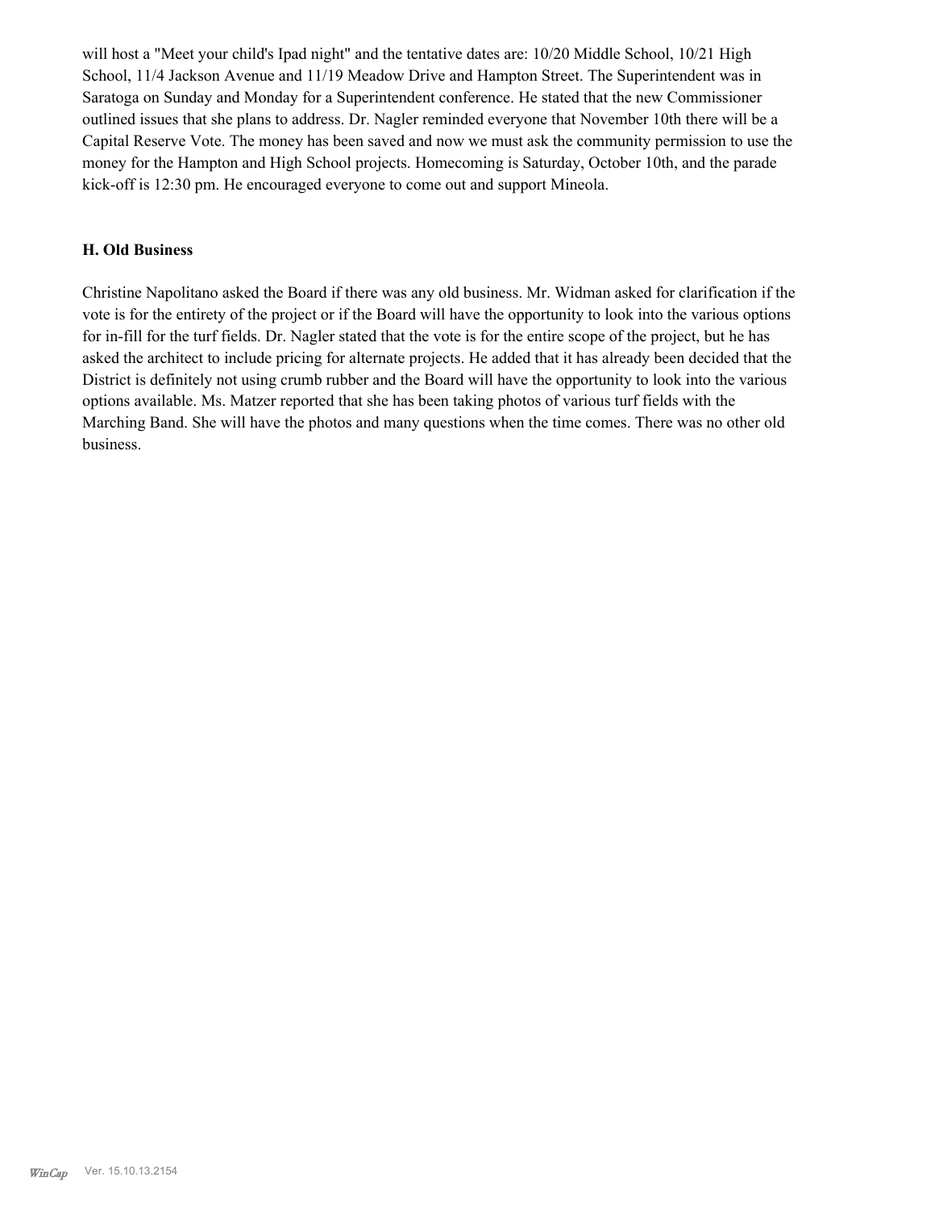will host a "Meet your child's Ipad night" and the tentative dates are: 10/20 Middle School, 10/21 High School, 11/4 Jackson Avenue and 11/19 Meadow Drive and Hampton Street. The Superintendent was in Saratoga on Sunday and Monday for a Superintendent conference. He stated that the new Commissioner outlined issues that she plans to address. Dr. Nagler reminded everyone that November 10th there will be a Capital Reserve Vote. The money has been saved and now we must ask the community permission to use the money for the Hampton and High School projects. Homecoming is Saturday, October 10th, and the parade kick-off is 12:30 pm. He encouraged everyone to come out and support Mineola.

### H. Old Business

Christine Napolitano asked the Board if there was any old business. Mr. Widman asked for clarification if the vote is for the entirety of the project or if the Board will have the opportunity to look into the various options for in-fill for the turf fields. Dr. Nagler stated that the vote is for the entire scope of the project, but he has asked the architect to include pricing for alternate projects. He added that it has already been decided that the District is definitely not using crumb rubber and the Board will have the opportunity to look into the various options available. Ms. Matzer reported that she has been taking photos of various turf fields with the Marching Band. She will have the photos and many questions when the time comes. There was no other old business.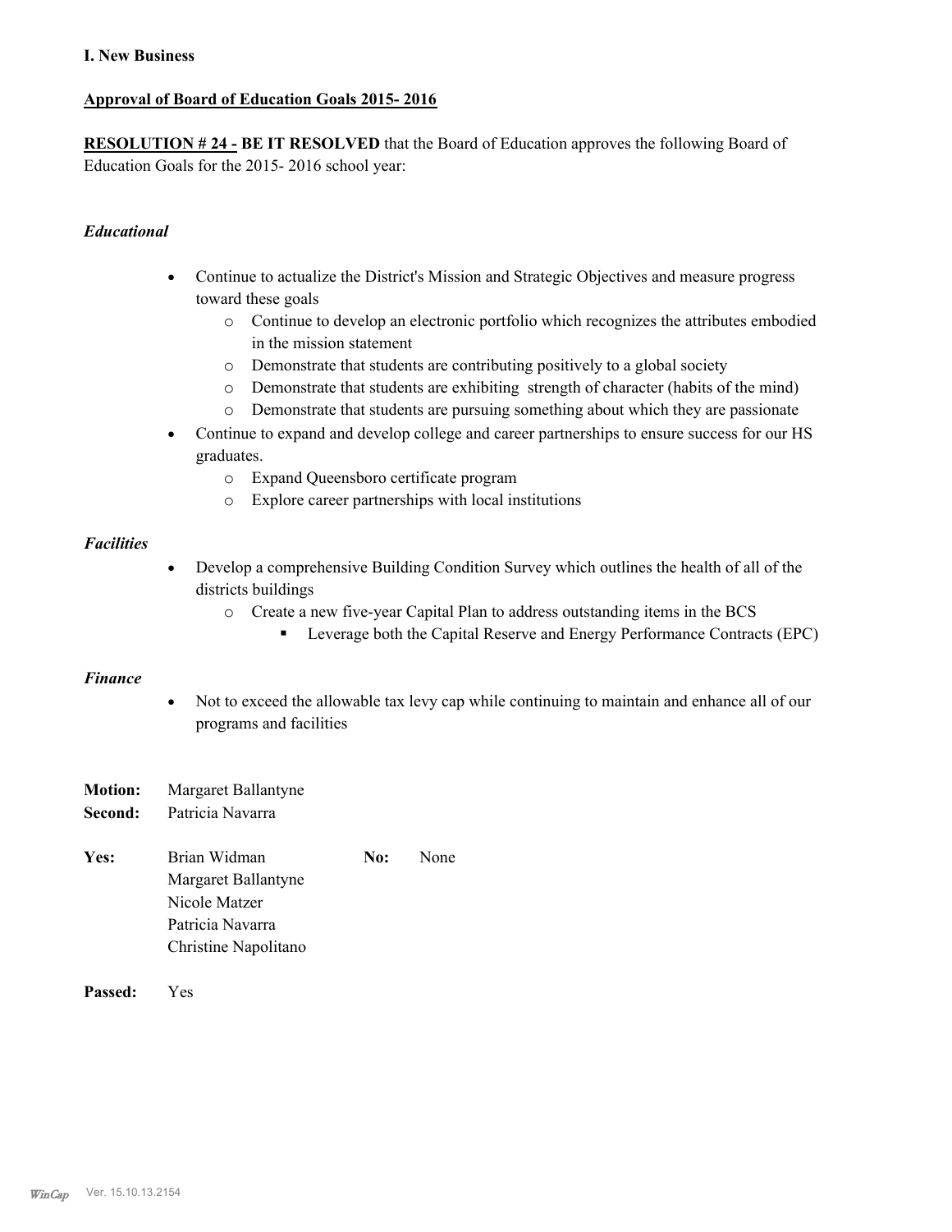**I. New Business**

**Approval of Board of Education Goals 2015- 2016**

**RESOLUTION # 24 - BE IT RESOLVED** that the Board of Education approves the following Board of Education Goals for the 2015- 2016 school year:

*Educational*

- Continue to actualize the District's Mission and Strategic Objectives and measure progress toward these goals
  - Continue to develop an electronic portfolio which recognizes the attributes embodied in the mission statement
  - Demonstrate that students are contributing positively to a global society
  - Demonstrate that students are exhibiting strength of character (habits of the mind)
  - Demonstrate that students are pursuing something about which they are passionate
- Continue to expand and develop college and career partnerships to ensure success for our HS graduates.
  - Expand Queensboro certificate program
  - Explore career partnerships with local institutions

*Facilities*

- Develop a comprehensive Building Condition Survey which outlines the health of all of the districts buildings
  - Create a new five-year Capital Plan to address outstanding items in the BCS
    - Leverage both the Capital Reserve and Energy Performance Contracts (EPC)

*Finance*

- Not to exceed the allowable tax levy cap while continuing to maintain and enhance all of our programs and facilities

**Motion:** Margaret Ballantyne
**Second:** Patricia Navarra

**Yes:** Brian Widman, Margaret Ballantyne, Nicole Matzer, Patricia Navarra, Christine Napolitano

**No:** None

**Passed:** Yes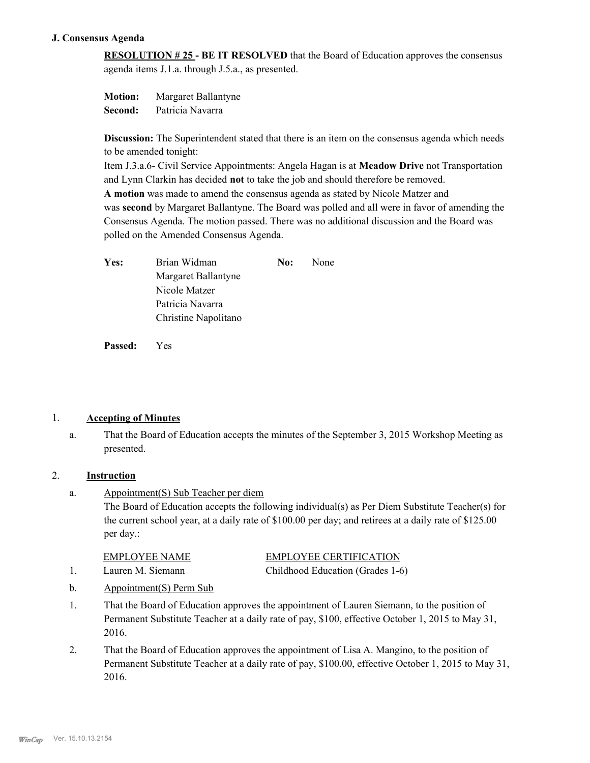### J. Consensus Agenda

**RESOLUTION # 25 - BE IT RESOLVED** that the Board of Education approves the consensus agenda items J.1.a. through J.5.a., as presented.

**Motion:** Margaret Ballantyne
**Second:** Patricia Navarra

**Discussion:** The Superintendent stated that there is an item on the consensus agenda which needs to be amended tonight:
Item J.3.a.6- Civil Service Appointments: Angela Hagan is at **Meadow Drive** not Transportation and Lynn Clarkin has decided **not** to take the job and should therefore be removed.
**A motion** was made to amend the consensus agenda as stated by Nicole Matzer and was **second** by Margaret Ballantyne. The Board was polled and all were in favor of amending the Consensus Agenda. The motion passed. There was no additional discussion and the Board was polled on the Amended Consensus Agenda.

| **Yes:** | | **No:** | |
|---|---|---|---|
| | Brian Widman | | None |
| | Margaret Ballantyne | | |
| | Nicole Matzer | | |
| | Patricia Navarra | | |
| | Christine Napolitano | | |

**Passed:** Yes

1. **Accepting of Minutes**

   a. That the Board of Education accepts the minutes of the September 3, 2015 Workshop Meeting as presented.

2. **Instruction**

   a. Appointment(S) Sub Teacher per diem
   The Board of Education accepts the following individual(s) as Per Diem Substitute Teacher(s) for the current school year, at a daily rate of $100.00 per day; and retirees at a daily rate of $125.00 per day.:

| | EMPLOYEE NAME | EMPLOYEE CERTIFICATION |
|---|---|---|
| 1. | Lauren M. Siemann | Childhood Education (Grades 1-6) |

   b. Appointment(S) Perm Sub

   1. That the Board of Education approves the appointment of Lauren Siemann, to the position of Permanent Substitute Teacher at a daily rate of pay, $100, effective October 1, 2015 to May 31, 2016.
   2. That the Board of Education approves the appointment of Lisa A. Mangino, to the position of Permanent Substitute Teacher at a daily rate of pay, $100.00, effective October 1, 2015 to May 31, 2016.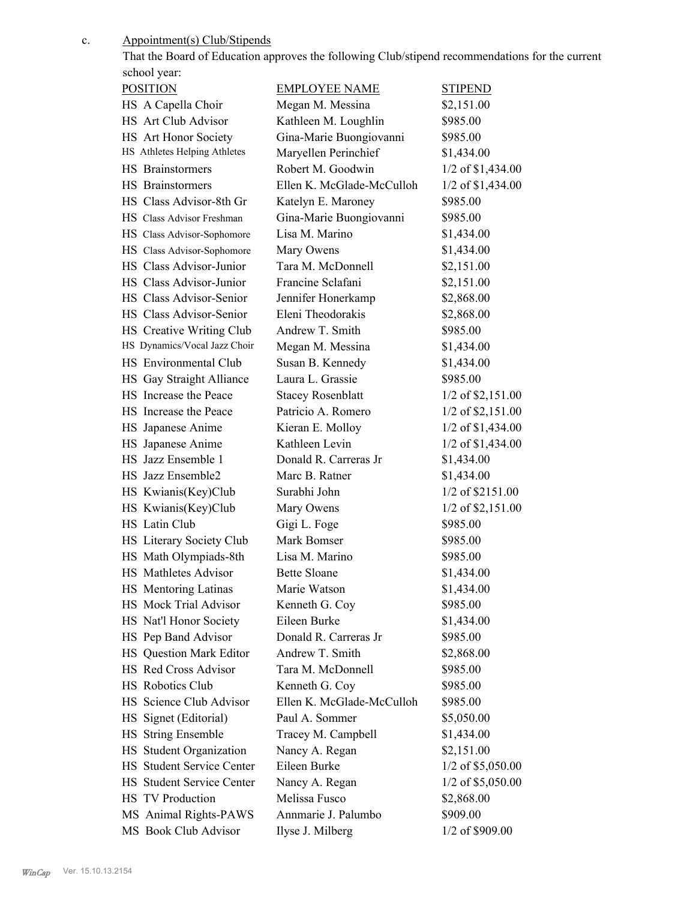c. Appointment(s) Club/Stipends

That the Board of Education approves the following Club/stipend recommendations for the current school year:

| POSITION | EMPLOYEE NAME | STIPEND |
|---|---|---|
| HS A Capella Choir | Megan M. Messina | $2,151.00 |
| HS Art Club Advisor | Kathleen M. Loughlin | $985.00 |
| HS Art Honor Society | Gina-Marie Buongiovanni | $985.00 |
| HS Athletes Helping Athletes | Maryellen Perinchief | $1,434.00 |
| HS Brainstormers | Robert M. Goodwin | 1/2 of $1,434.00 |
| HS Brainstormers | Ellen K. McGlade-McCulloh | 1/2 of $1,434.00 |
| HS Class Advisor-8th Gr | Katelyn E. Maroney | $985.00 |
| HS Class Advisor Freshman | Gina-Marie Buongiovanni | $985.00 |
| HS Class Advisor-Sophomore | Lisa M. Marino | $1,434.00 |
| HS Class Advisor-Sophomore | Mary Owens | $1,434.00 |
| HS Class Advisor-Junior | Tara M. McDonnell | $2,151.00 |
| HS Class Advisor-Junior | Francine Sclafani | $2,151.00 |
| HS Class Advisor-Senior | Jennifer Honerkamp | $2,868.00 |
| HS Class Advisor-Senior | Eleni Theodorakis | $2,868.00 |
| HS Creative Writing Club | Andrew T. Smith | $985.00 |
| HS Dynamics/Vocal Jazz Choir | Megan M. Messina | $1,434.00 |
| HS Environmental Club | Susan B. Kennedy | $1,434.00 |
| HS Gay Straight Alliance | Laura L. Grassie | $985.00 |
| HS Increase the Peace | Stacey Rosenblatt | 1/2 of $2,151.00 |
| HS Increase the Peace | Patricio A. Romero | 1/2 of $2,151.00 |
| HS Japanese Anime | Kieran E. Molloy | 1/2 of $1,434.00 |
| HS Japanese Anime | Kathleen Levin | 1/2 of $1,434.00 |
| HS Jazz Ensemble 1 | Donald R. Carreras Jr | $1,434.00 |
| HS Jazz Ensemble2 | Marc B. Ratner | $1,434.00 |
| HS Kwianis(Key)Club | Surabhi John | 1/2 of $2151.00 |
| HS Kwianis(Key)Club | Mary Owens | 1/2 of $2,151.00 |
| HS Latin Club | Gigi L. Foge | $985.00 |
| HS Literary Society Club | Mark Bomser | $985.00 |
| HS Math Olympiads-8th | Lisa M. Marino | $985.00 |
| HS Mathletes Advisor | Bette Sloane | $1,434.00 |
| HS Mentoring Latinas | Marie Watson | $1,434.00 |
| HS Mock Trial Advisor | Kenneth G. Coy | $985.00 |
| HS Nat'l Honor Society | Eileen Burke | $1,434.00 |
| HS Pep Band Advisor | Donald R. Carreras Jr | $985.00 |
| HS Question Mark Editor | Andrew T. Smith | $2,868.00 |
| HS Red Cross Advisor | Tara M. McDonnell | $985.00 |
| HS Robotics Club | Kenneth G. Coy | $985.00 |
| HS Science Club Advisor | Ellen K. McGlade-McCulloh | $985.00 |
| HS Signet (Editorial) | Paul A. Sommer | $5,050.00 |
| HS String Ensemble | Tracey M. Campbell | $1,434.00 |
| HS Student Organization | Nancy A. Regan | $2,151.00 |
| HS Student Service Center | Eileen Burke | 1/2 of $5,050.00 |
| HS Student Service Center | Nancy A. Regan | 1/2 of $5,050.00 |
| HS TV Production | Melissa Fusco | $2,868.00 |
| MS Animal Rights-PAWS | Annmarie J. Palumbo | $909.00 |
| MS Book Club Advisor | Ilyse J. Milberg | 1/2 of $909.00 |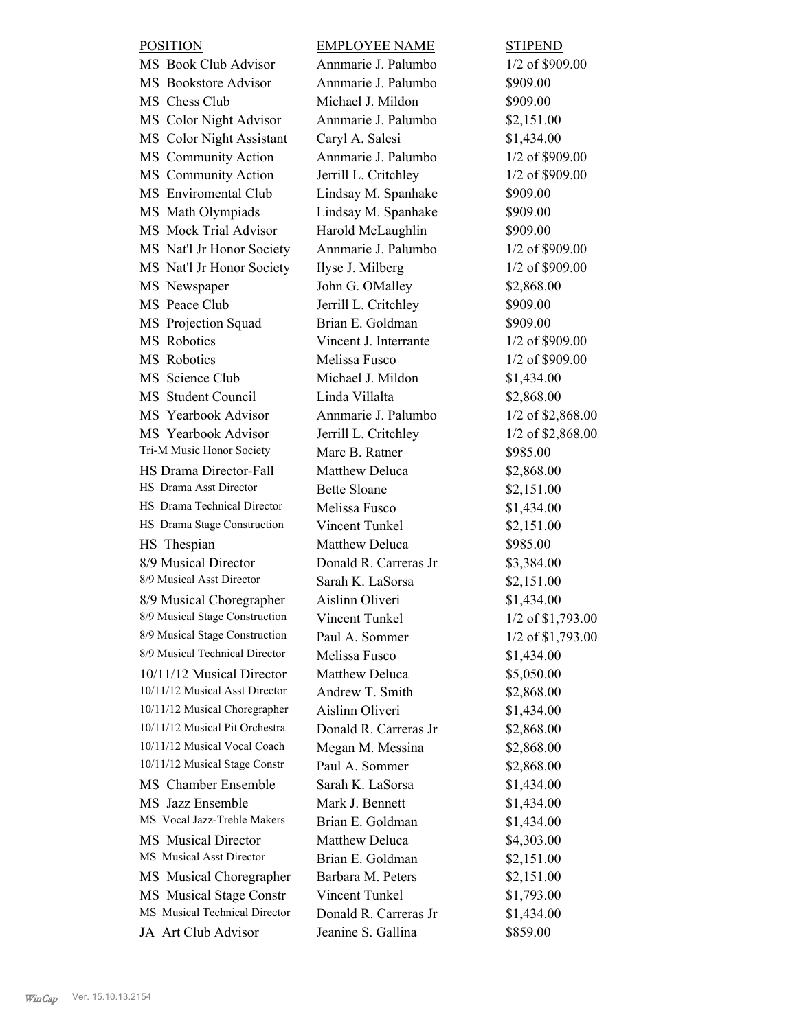| POSITION | EMPLOYEE NAME | STIPEND |
|---|---|---|
| MS Book Club Advisor | Annmarie J. Palumbo | 1/2 of $909.00 |
| MS Bookstore Advisor | Annmarie J. Palumbo | $909.00 |
| MS Chess Club | Michael J. Mildon | $909.00 |
| MS Color Night Advisor | Annmarie J. Palumbo | $2,151.00 |
| MS Color Night Assistant | Caryl A. Salesi | $1,434.00 |
| MS Community Action | Annmarie J. Palumbo | 1/2 of $909.00 |
| MS Community Action | Jerrill L. Critchley | 1/2 of $909.00 |
| MS Enviromental Club | Lindsay M. Spanhake | $909.00 |
| MS Math Olympiads | Lindsay M. Spanhake | $909.00 |
| MS Mock Trial Advisor | Harold McLaughlin | $909.00 |
| MS Nat'l Jr Honor Society | Annmarie J. Palumbo | 1/2 of $909.00 |
| MS Nat'l Jr Honor Society | Ilyse J. Milberg | 1/2 of $909.00 |
| MS Newspaper | John G. OMalley | $2,868.00 |
| MS Peace Club | Jerrill L. Critchley | $909.00 |
| MS Projection Squad | Brian E. Goldman | $909.00 |
| MS Robotics | Vincent J. Interrante | 1/2 of $909.00 |
| MS Robotics | Melissa Fusco | 1/2 of $909.00 |
| MS Science Club | Michael J. Mildon | $1,434.00 |
| MS Student Council | Linda Villalta | $2,868.00 |
| MS Yearbook Advisor | Annmarie J. Palumbo | 1/2 of $2,868.00 |
| MS Yearbook Advisor | Jerrill L. Critchley | 1/2 of $2,868.00 |
| Tri-M Music Honor Society | Marc B. Ratner | $985.00 |
| HS Drama Director-Fall | Matthew Deluca | $2,868.00 |
| HS Drama Asst Director | Bette Sloane | $2,151.00 |
| HS Drama Technical Director | Melissa Fusco | $1,434.00 |
| HS Drama Stage Construction | Vincent Tunkel | $2,151.00 |
| HS Thespian | Matthew Deluca | $985.00 |
| 8/9 Musical Director | Donald R. Carreras Jr | $3,384.00 |
| 8/9 Musical Asst Director | Sarah K. LaSorsa | $2,151.00 |
| 8/9 Musical Choregrapher | Aislinn Oliveri | $1,434.00 |
| 8/9 Musical Stage Construction | Vincent Tunkel | 1/2 of $1,793.00 |
| 8/9 Musical Stage Construction | Paul A. Sommer | 1/2 of $1,793.00 |
| 8/9 Musical Technical Director | Melissa Fusco | $1,434.00 |
| 10/11/12 Musical Director | Matthew Deluca | $5,050.00 |
| 10/11/12 Musical Asst Director | Andrew T. Smith | $2,868.00 |
| 10/11/12 Musical Choregrapher | Aislinn Oliveri | $1,434.00 |
| 10/11/12 Musical Pit Orchestra | Donald R. Carreras Jr | $2,868.00 |
| 10/11/12 Musical Vocal Coach | Megan M. Messina | $2,868.00 |
| 10/11/12 Musical Stage Constr | Paul A. Sommer | $2,868.00 |
| MS Chamber Ensemble | Sarah K. LaSorsa | $1,434.00 |
| MS Jazz Ensemble | Mark J. Bennett | $1,434.00 |
| MS Vocal Jazz-Treble Makers | Brian E. Goldman | $1,434.00 |
| MS Musical Director | Matthew Deluca | $4,303.00 |
| MS Musical Asst Director | Brian E. Goldman | $2,151.00 |
| MS Musical Choregrapher | Barbara M. Peters | $2,151.00 |
| MS Musical Stage Constr | Vincent Tunkel | $1,793.00 |
| MS Musical Technical Director | Donald R. Carreras Jr | $1,434.00 |
| JA Art Club Advisor | Jeanine S. Gallina | $859.00 |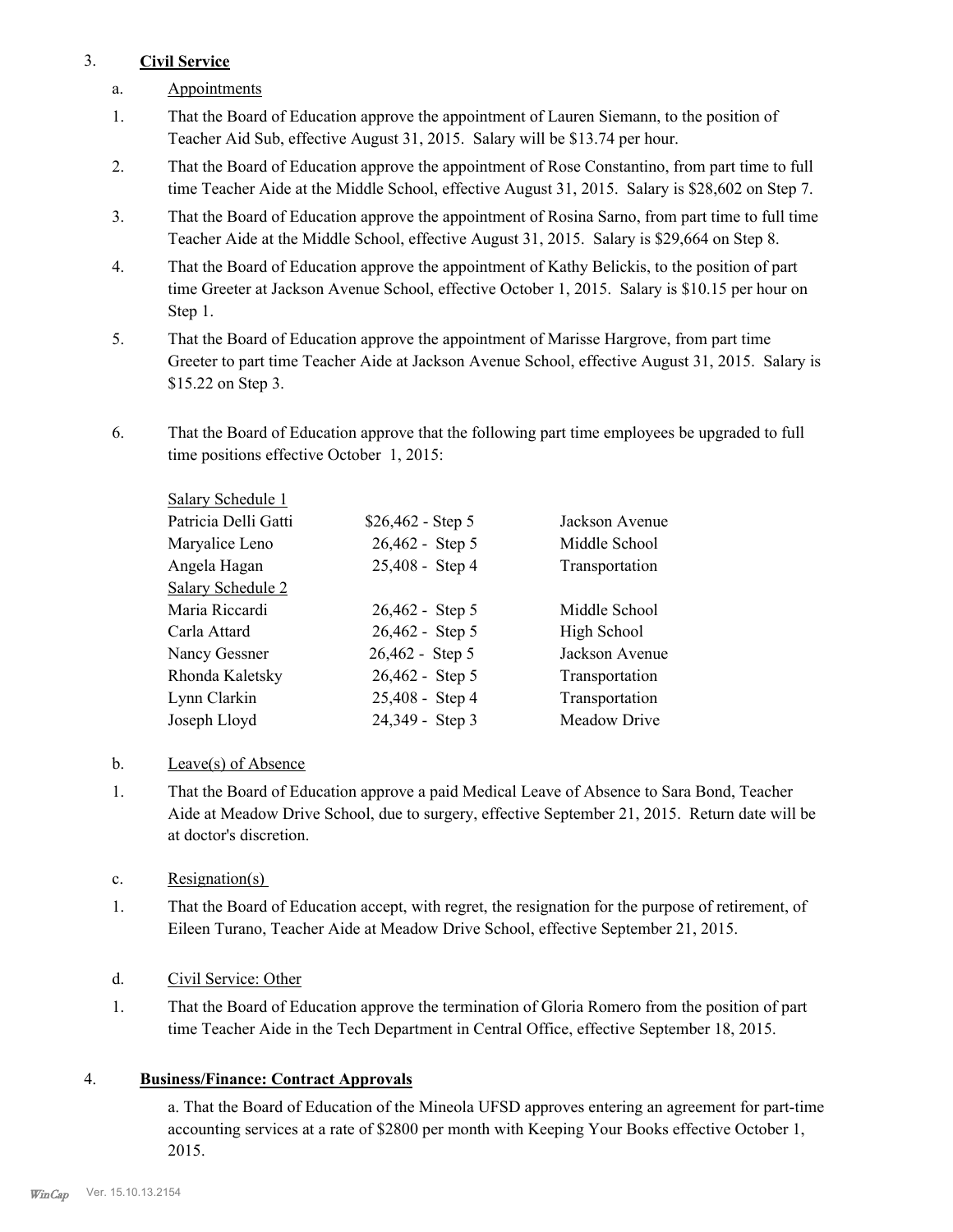3. **Civil Service**

a. Appointments

1. That the Board of Education approve the appointment of Lauren Siemann, to the position of Teacher Aid Sub, effective August 31, 2015. Salary will be $13.74 per hour.

2. That the Board of Education approve the appointment of Rose Constantino, from part time to full time Teacher Aide at the Middle School, effective August 31, 2015. Salary is $28,602 on Step 7.

3. That the Board of Education approve the appointment of Rosina Sarno, from part time to full time Teacher Aide at the Middle School, effective August 31, 2015. Salary is $29,664 on Step 8.

4. That the Board of Education approve the appointment of Kathy Belickis, to the position of part time Greeter at Jackson Avenue School, effective October 1, 2015. Salary is $10.15 per hour on Step 1.

5. That the Board of Education approve the appointment of Marisse Hargrove, from part time Greeter to part time Teacher Aide at Jackson Avenue School, effective August 31, 2015. Salary is $15.22 on Step 3.

6. That the Board of Education approve that the following part time employees be upgraded to full time positions effective October 1, 2015:

| | | |
|---|---|---|
| Salary Schedule 1 | | |
| Patricia Delli Gatti | $26,462 - Step 5 | Jackson Avenue |
| Maryalice Leno | 26,462 - Step 5 | Middle School |
| Angela Hagan | 25,408 - Step 4 | Transportation |
| Salary Schedule 2 | | |
| Maria Riccardi | 26,462 - Step 5 | Middle School |
| Carla Attard | 26,462 - Step 5 | High School |
| Nancy Gessner | 26,462 - Step 5 | Jackson Avenue |
| Rhonda Kaletsky | 26,462 - Step 5 | Transportation |
| Lynn Clarkin | 25,408 - Step 4 | Transportation |
| Joseph Lloyd | 24,349 - Step 3 | Meadow Drive |

b. Leave(s) of Absence

1. That the Board of Education approve a paid Medical Leave of Absence to Sara Bond, Teacher Aide at Meadow Drive School, due to surgery, effective September 21, 2015. Return date will be at doctor's discretion.

c. Resignation(s)

1. That the Board of Education accept, with regret, the resignation for the purpose of retirement, of Eileen Turano, Teacher Aide at Meadow Drive School, effective September 21, 2015.

d. Civil Service: Other

1. That the Board of Education approve the termination of Gloria Romero from the position of part time Teacher Aide in the Tech Department in Central Office, effective September 18, 2015.

4. **Business/Finance: Contract Approvals**

a. That the Board of Education of the Mineola UFSD approves entering an agreement for part-time accounting services at a rate of $2800 per month with Keeping Your Books effective October 1, 2015.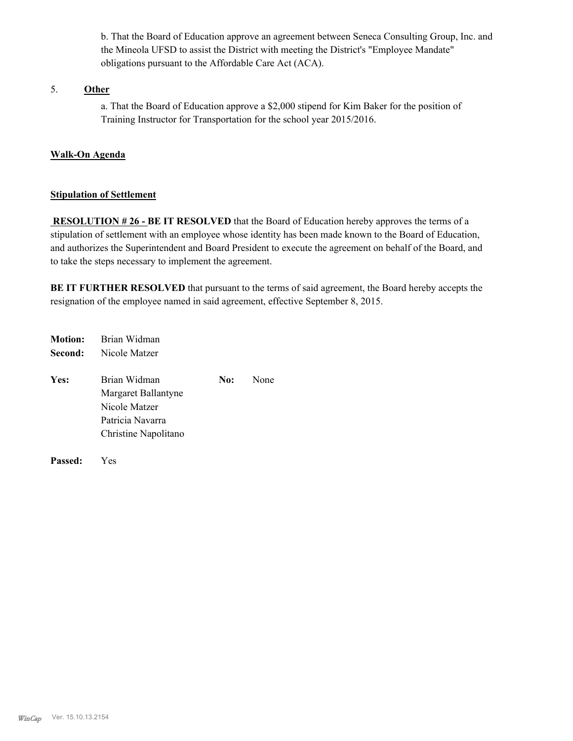b. That the Board of Education approve an agreement between Seneca Consulting Group, Inc. and the Mineola UFSD to assist the District with meeting the District's "Employee Mandate" obligations pursuant to the Affordable Care Act (ACA).

5. **Other**

a. That the Board of Education approve a $2,000 stipend for Kim Baker for the position of Training Instructor for Transportation for the school year 2015/2016.

**Walk-On Agenda**

**Stipulation of Settlement**

**RESOLUTION # 26 - BE IT RESOLVED** that the Board of Education hereby approves the terms of a stipulation of settlement with an employee whose identity has been made known to the Board of Education, and authorizes the Superintendent and Board President to execute the agreement on behalf of the Board, and to take the steps necessary to implement the agreement.

**BE IT FURTHER RESOLVED** that pursuant to the terms of said agreement, the Board hereby accepts the resignation of the employee named in said agreement, effective September 8, 2015.

**Motion:** Brian Widman
**Second:** Nicole Matzer

**Yes:** Brian Widman, Margaret Ballantyne, Nicole Matzer, Patricia Navarra, Christine Napolitano
**No:** None

**Passed:** Yes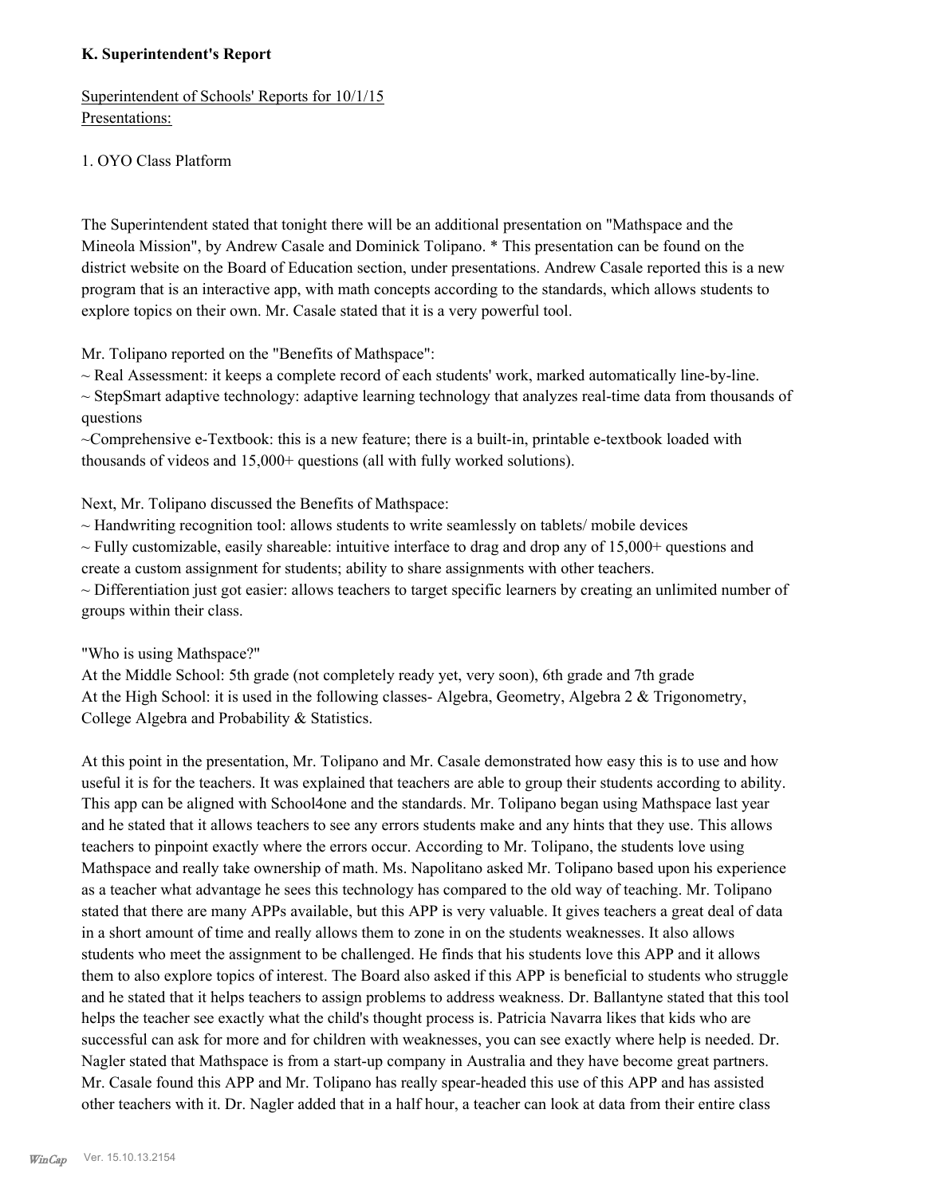### K. Superintendent's Report

Superintendent of Schools' Reports for 10/1/15
Presentations:

1. OYO Class Platform

The Superintendent stated that tonight there will be an additional presentation on "Mathspace and the Mineola Mission", by Andrew Casale and Dominick Tolipano. * This presentation can be found on the district website on the Board of Education section, under presentations. Andrew Casale reported this is a new program that is an interactive app, with math concepts according to the standards, which allows students to explore topics on their own. Mr. Casale stated that it is a very powerful tool.

Mr. Tolipano reported on the "Benefits of Mathspace":
~ Real Assessment: it keeps a complete record of each students' work, marked automatically line-by-line.
~ StepSmart adaptive technology: adaptive learning technology that analyzes real-time data from thousands of questions
~Comprehensive e-Textbook: this is a new feature; there is a built-in, printable e-textbook loaded with thousands of videos and 15,000+ questions (all with fully worked solutions).

Next, Mr. Tolipano discussed the Benefits of Mathspace:
~ Handwriting recognition tool: allows students to write seamlessly on tablets/ mobile devices
~ Fully customizable, easily shareable: intuitive interface to drag and drop any of 15,000+ questions and create a custom assignment for students; ability to share assignments with other teachers.
~ Differentiation just got easier: allows teachers to target specific learners by creating an unlimited number of groups within their class.

"Who is using Mathspace?"
At the Middle School: 5th grade (not completely ready yet, very soon), 6th grade and 7th grade
At the High School: it is used in the following classes- Algebra, Geometry, Algebra 2 & Trigonometry, College Algebra and Probability & Statistics.

At this point in the presentation, Mr. Tolipano and Mr. Casale demonstrated how easy this is to use and how useful it is for the teachers. It was explained that teachers are able to group their students according to ability. This app can be aligned with School4one and the standards. Mr. Tolipano began using Mathspace last year and he stated that it allows teachers to see any errors students make and any hints that they use. This allows teachers to pinpoint exactly where the errors occur. According to Mr. Tolipano, the students love using Mathspace and really take ownership of math. Ms. Napolitano asked Mr. Tolipano based upon his experience as a teacher what advantage he sees this technology has compared to the old way of teaching. Mr. Tolipano stated that there are many APPs available, but this APP is very valuable. It gives teachers a great deal of data in a short amount of time and really allows them to zone in on the students weaknesses. It also allows students who meet the assignment to be challenged. He finds that his students love this APP and it allows them to also explore topics of interest. The Board also asked if this APP is beneficial to students who struggle and he stated that it helps teachers to assign problems to address weakness. Dr. Ballantyne stated that this tool helps the teacher see exactly what the child's thought process is. Patricia Navarra likes that kids who are successful can ask for more and for children with weaknesses, you can see exactly where help is needed. Dr. Nagler stated that Mathspace is from a start-up company in Australia and they have become great partners. Mr. Casale found this APP and Mr. Tolipano has really spear-headed this use of this APP and has assisted other teachers with it. Dr. Nagler added that in a half hour, a teacher can look at data from their entire class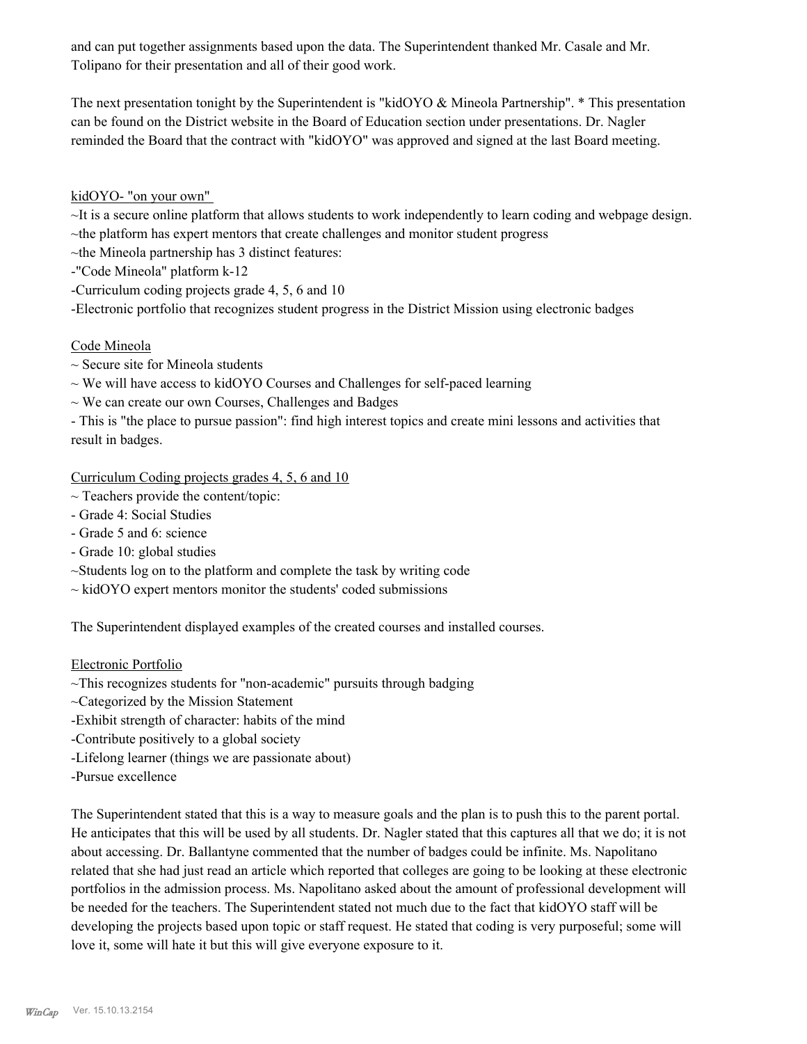and can put together assignments based upon the data. The Superintendent thanked Mr. Casale and Mr. Tolipano for their presentation and all of their good work.

The next presentation tonight by the Superintendent is "kidOYO & Mineola Partnership". * This presentation can be found on the District website in the Board of Education section under presentations. Dr. Nagler reminded the Board that the contract with "kidOYO" was approved and signed at the last Board meeting.

kidOYO- "on your own"

~It is a secure online platform that allows students to work independently to learn coding and webpage design.
~the platform has expert mentors that create challenges and monitor student progress
~the Mineola partnership has 3 distinct features:
-"Code Mineola" platform k-12
-Curriculum coding projects grade 4, 5, 6 and 10
-Electronic portfolio that recognizes student progress in the District Mission using electronic badges

Code Mineola

~ Secure site for Mineola students
~ We will have access to kidOYO Courses and Challenges for self-paced learning
~ We can create our own Courses, Challenges and Badges
- This is "the place to pursue passion": find high interest topics and create mini lessons and activities that result in badges.

Curriculum Coding projects grades 4, 5, 6 and 10

~ Teachers provide the content/topic:
- Grade 4: Social Studies
- Grade 5 and 6: science
- Grade 10: global studies
~Students log on to the platform and complete the task by writing code
~ kidOYO expert mentors monitor the students' coded submissions

The Superintendent displayed examples of the created courses and installed courses.

Electronic Portfolio

~This recognizes students for "non-academic" pursuits through badging
~Categorized by the Mission Statement
-Exhibit strength of character: habits of the mind
-Contribute positively to a global society
-Lifelong learner (things we are passionate about)
-Pursue excellence

The Superintendent stated that this is a way to measure goals and the plan is to push this to the parent portal. He anticipates that this will be used by all students. Dr. Nagler stated that this captures all that we do; it is not about accessing. Dr. Ballantyne commented that the number of badges could be infinite. Ms. Napolitano related that she had just read an article which reported that colleges are going to be looking at these electronic portfolios in the admission process. Ms. Napolitano asked about the amount of professional development will be needed for the teachers. The Superintendent stated not much due to the fact that kidOYO staff will be developing the projects based upon topic or staff request. He stated that coding is very purposeful; some will love it, some will hate it but this will give everyone exposure to it.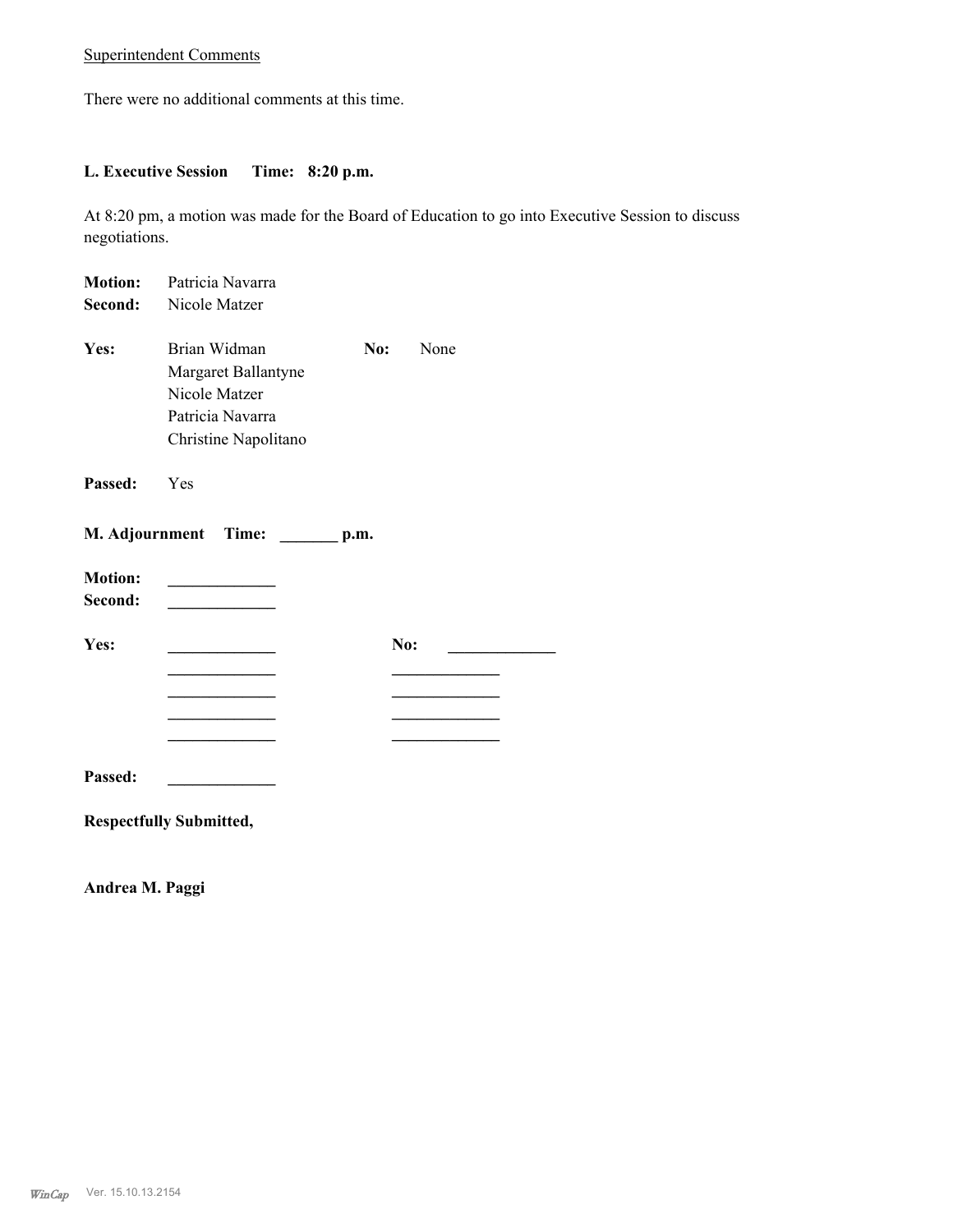Superintendent Comments

There were no additional comments at this time.

**L. Executive Session Time: 8:20 p.m.**

At 8:20 pm, a motion was made for the Board of Education to go into Executive Session to discuss negotiations.

**Motion:** Patricia Navarra
**Second:** Nicole Matzer

**Yes:** Brian Widman
Margaret Ballantyne
Nicole Matzer
Patricia Navarra
Christine Napolitano

**No:** None

**Passed:** Yes

**M. Adjournment Time: _______ p.m.**

**Motion:** _____________
**Second:** _____________

**Yes:** _____________
_____________
_____________
_____________
_____________

**No:** _____________
_____________
_____________
_____________
_____________

**Passed:** _____________

**Respectfully Submitted,**

**Andrea M. Paggi**